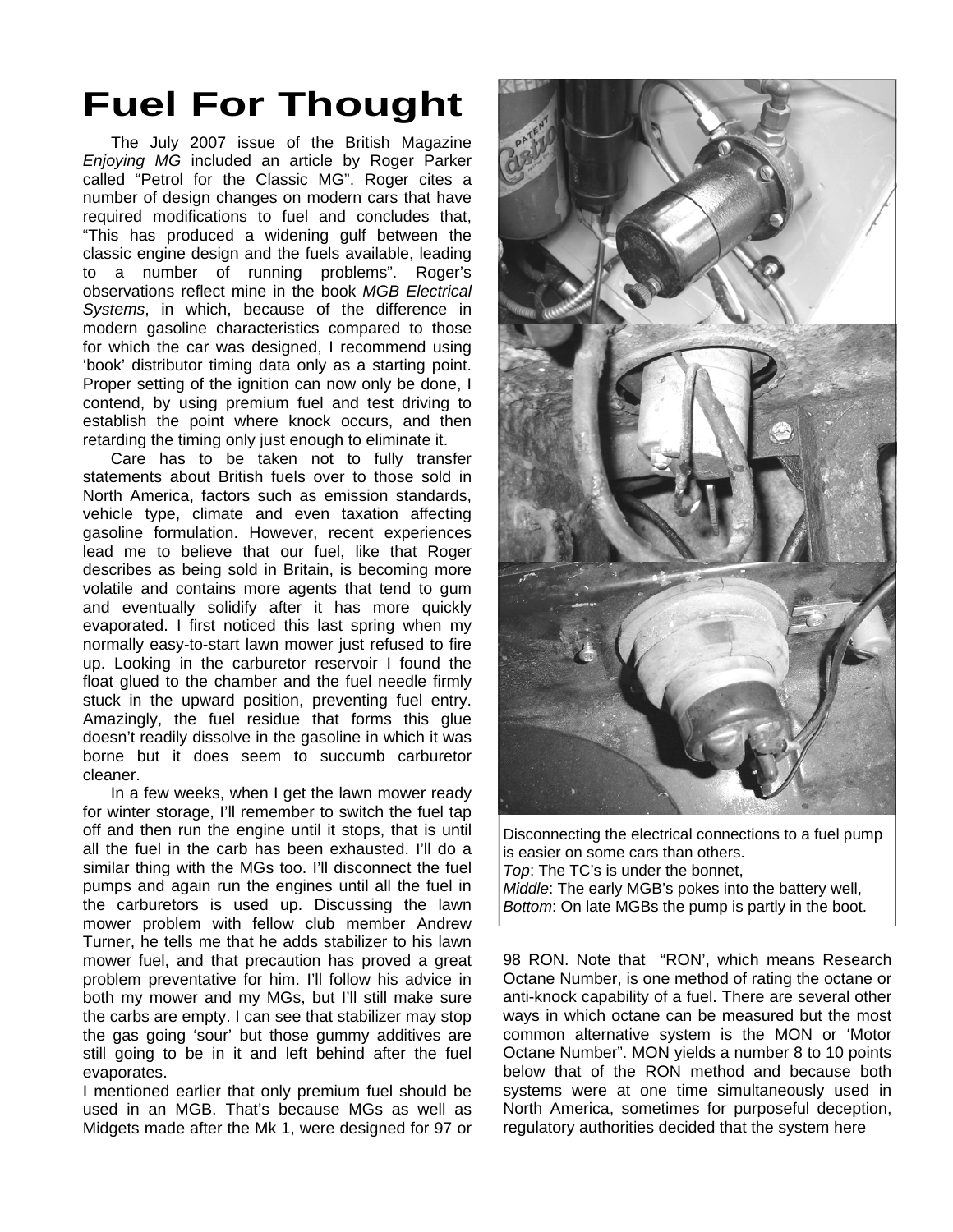# Fuel For Thought

The July 2007 issue of the British Magazine *Enjoying MG* included an article by Roger Parker called "Petrol for the Classic MG". Roger cites a number of design changes on modern cars that have required modifications to fuel and concludes that, "This has produced a widening gulf between the classic engine design and the fuels available, leading to a number of running problems". Roger's observations reflect mine in the book *MGB Electrical Systems*, in which, because of the difference in modern gasoline characteristics compared to those for which the car was designed, I recommend using 'book' distributor timing data only as a starting point. Proper setting of the ignition can now only be done, I contend, by using premium fuel and test driving to establish the point where knock occurs, and then retarding the timing only just enough to eliminate it.

Care has to be taken not to fully transfer statements about British fuels over to those sold in North America, factors such as emission standards, vehicle type, climate and even taxation affecting gasoline formulation. However, recent experiences lead me to believe that our fuel, like that Roger describes as being sold in Britain, is becoming more volatile and contains more agents that tend to gum and eventually solidify after it has more quickly evaporated. I first noticed this last spring when my normally easy-to-start lawn mower just refused to fire up. Looking in the carburetor reservoir I found the float glued to the chamber and the fuel needle firmly stuck in the upward position, preventing fuel entry. Amazingly, the fuel residue that forms this glue doesn't readily dissolve in the gasoline in which it was borne but it does seem to succumb carburetor cleaner.

In a few weeks, when I get the lawn mower ready for winter storage, I'll remember to switch the fuel tap off and then run the engine until it stops, that is until all the fuel in the carb has been exhausted. I'll do a similar thing with the MGs too. I'll disconnect the fuel pumps and again run the engines until all the fuel in the carburetors is used up. Discussing the lawn mower problem with fellow club member Andrew Turner, he tells me that he adds stabilizer to his lawn mower fuel, and that precaution has proved a great problem preventative for him. I'll follow his advice in both my mower and my MGs, but I'll still make sure the carbs are empty. I can see that stabilizer may stop the gas going 'sour' but those gummy additives are still going to be in it and left behind after the fuel evaporates.

I mentioned earlier that only premium fuel should be used in an MGB. That's because MGs as well as Midgets made after the Mk 1, were designed for 97 or 98 RON. Note that "RON', which means Research Octane Number, is one method of rating the octane or anti-knock capability of a fuel. There are several other ways in which octane can be measured but the most common alternative system is the MON or 'Motor Octane Number". MON yields a number 8 to 10 points below that of the RON method and because both systems were at one time simultaneously used in North America, sometimes for purposeful deception, regulatory authorities decided that the system here

Disconnecting the electrical connections to a fuel pump is easier on some cars than others.
*Top*: The TC's is under the bonnet,
*Middle*: The early MGB's pokes into the battery well,
*Bottom*: On late MGBs the pump is partly in the boot.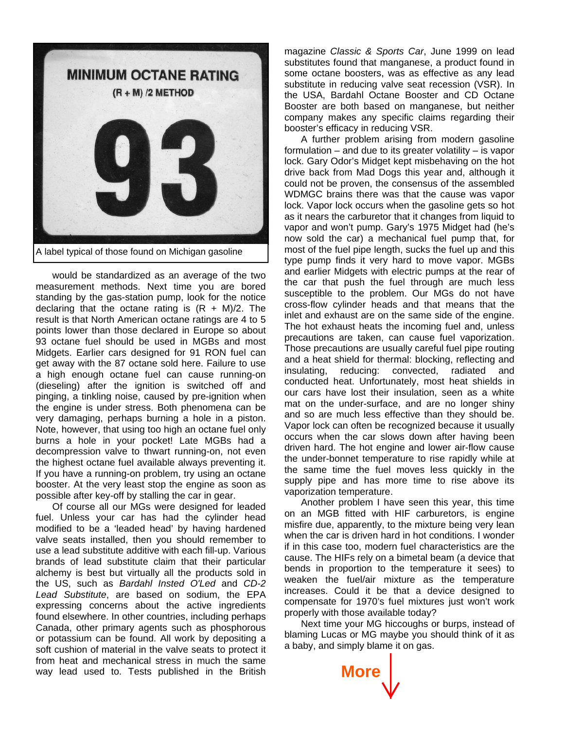A label typical of those found on Michigan gasoline

would be standardized as an average of the two measurement methods. Next time you are bored standing by the gas-station pump, look for the notice declaring that the octane rating is (R + M)/2. The result is that North American octane ratings are 4 to 5 points lower than those declared in Europe so about 93 octane fuel should be used in MGBs and most Midgets. Earlier cars designed for 91 RON fuel can get away with the 87 octane sold here. Failure to use a high enough octane fuel can cause running-on (dieseling) after the ignition is switched off and pinging, a tinkling noise, caused by pre-ignition when the engine is under stress. Both phenomena can be very damaging, perhaps burning a hole in a piston. Note, however, that using too high an octane fuel only burns a hole in your pocket! Late MGBs had a decompression valve to thwart running-on, not even the highest octane fuel available always preventing it. If you have a running-on problem, try using an octane booster. At the very least stop the engine as soon as possible after key-off by stalling the car in gear.

Of course all our MGs were designed for leaded fuel. Unless your car has had the cylinder head modified to be a 'leaded head' by having hardened valve seats installed, then you should remember to use a lead substitute additive with each fill-up. Various brands of lead substitute claim that their particular alchemy is best but virtually all the products sold in the US, such as *Bardahl Insted O'Led* and *CD-2 Lead Substitute*, are based on sodium, the EPA expressing concerns about the active ingredients found elsewhere. In other countries, including perhaps Canada, other primary agents such as phosphorous or potassium can be found. All work by depositing a soft cushion of material in the valve seats to protect it from heat and mechanical stress in much the same way lead used to. Tests published in the British magazine *Classic & Sports Car*, June 1999 on lead substitutes found that manganese, a product found in some octane boosters, was as effective as any lead substitute in reducing valve seat recession (VSR). In the USA, Bardahl Octane Booster and CD Octane Booster are both based on manganese, but neither company makes any specific claims regarding their booster's efficacy in reducing VSR.

A further problem arising from modern gasoline formulation – and due to its greater volatility – is vapor lock. Gary Odor's Midget kept misbehaving on the hot drive back from Mad Dogs this year and, although it could not be proven, the consensus of the assembled WDMGC brains there was that the cause was vapor lock. Vapor lock occurs when the gasoline gets so hot as it nears the carburetor that it changes from liquid to vapor and won't pump. Gary's 1975 Midget had (he's now sold the car) a mechanical fuel pump that, for most of the fuel pipe length, sucks the fuel up and this type pump finds it very hard to move vapor. MGBs and earlier Midgets with electric pumps at the rear of the car that push the fuel through are much less susceptible to the problem. Our MGs do not have cross-flow cylinder heads and that means that the inlet and exhaust are on the same side of the engine. The hot exhaust heats the incoming fuel and, unless precautions are taken, can cause fuel vaporization. Those precautions are usually careful fuel pipe routing and a heat shield for thermal: blocking, reflecting and insulating, reducing: convected, radiated and conducted heat. Unfortunately, most heat shields in our cars have lost their insulation, seen as a white mat on the under-surface, and are no longer shiny and so are much less effective than they should be. Vapor lock can often be recognized because it usually occurs when the car slows down after having been driven hard. The hot engine and lower air-flow cause the under-bonnet temperature to rise rapidly while at the same time the fuel moves less quickly in the supply pipe and has more time to rise above its vaporization temperature.

Another problem I have seen this year, this time on an MGB fitted with HIF carburetors, is engine misfire due, apparently, to the mixture being very lean when the car is driven hard in hot conditions. I wonder if in this case too, modern fuel characteristics are the cause. The HIFs rely on a bimetal beam (a device that bends in proportion to the temperature it sees) to weaken the fuel/air mixture as the temperature increases. Could it be that a device designed to compensate for 1970's fuel mixtures just won't work properly with those available today?

Next time your MG hiccoughs or burps, instead of blaming Lucas or MG maybe you should think of it as a baby, and simply blame it on gas.

**More**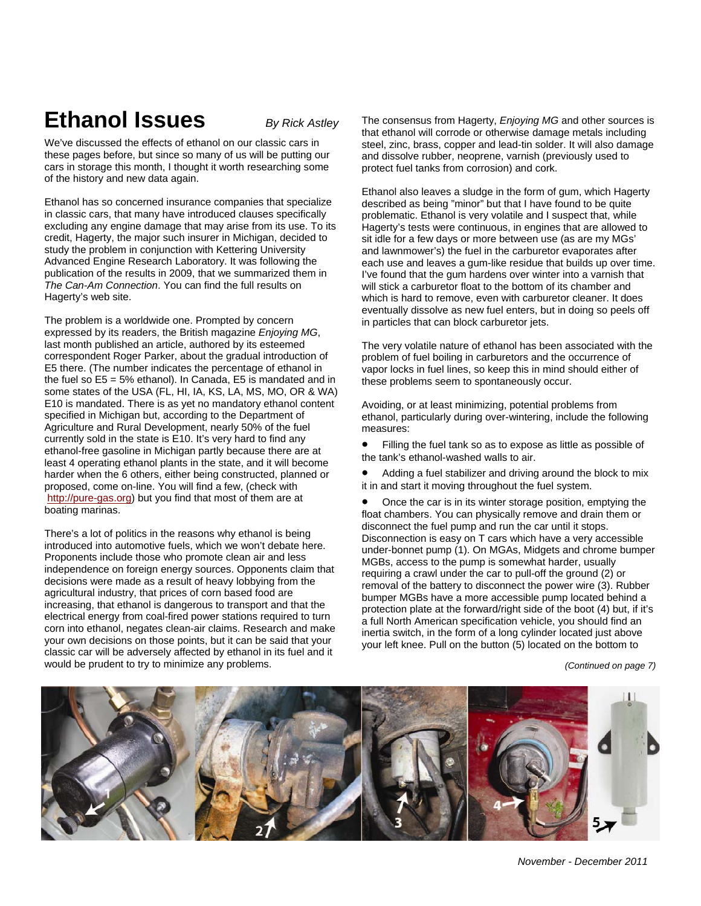# Ethanol Issues

*By Rick Astley*

We've discussed the effects of ethanol on our classic cars in these pages before, but since so many of us will be putting our cars in storage this month, I thought it worth researching some of the history and new data again.

Ethanol has so concerned insurance companies that specialize in classic cars, that many have introduced clauses specifically excluding any engine damage that may arise from its use. To its credit, Hagerty, the major such insurer in Michigan, decided to study the problem in conjunction with Kettering University Advanced Engine Research Laboratory. It was following the publication of the results in 2009, that we summarized them in *The Can-Am Connection*. You can find the full results on Hagerty's web site.

The problem is a worldwide one. Prompted by concern expressed by its readers, the British magazine *Enjoying MG*, last month published an article, authored by its esteemed correspondent Roger Parker, about the gradual introduction of E5 there. (The number indicates the percentage of ethanol in the fuel so E5 = 5% ethanol). In Canada, E5 is mandated and in some states of the USA (FL, HI, IA, KS, LA, MS, MO, OR & WA) E10 is mandated. There is as yet no mandatory ethanol content specified in Michigan but, according to the Department of Agriculture and Rural Development, nearly 50% of the fuel currently sold in the state is E10. It's very hard to find any ethanol-free gasoline in Michigan partly because there are at least 4 operating ethanol plants in the state, and it will become harder when the 6 others, either being constructed, planned or proposed, come on-line. You will find a few, (check with http://pure-gas.org) but you find that most of them are at boating marinas.

There's a lot of politics in the reasons why ethanol is being introduced into automotive fuels, which we won't debate here. Proponents include those who promote clean air and less independence on foreign energy sources. Opponents claim that decisions were made as a result of heavy lobbying from the agricultural industry, that prices of corn based food are increasing, that ethanol is dangerous to transport and that the electrical energy from coal-fired power stations required to turn corn into ethanol, negates clean-air claims. Research and make your own decisions on those points, but it can be said that your classic car will be adversely affected by ethanol in its fuel and it would be prudent to try to minimize any problems.

The consensus from Hagerty, *Enjoying MG* and other sources is that ethanol will corrode or otherwise damage metals including steel, zinc, brass, copper and lead-tin solder. It will also damage and dissolve rubber, neoprene, varnish (previously used to protect fuel tanks from corrosion) and cork.

Ethanol also leaves a sludge in the form of gum, which Hagerty described as being "minor" but that I have found to be quite problematic. Ethanol is very volatile and I suspect that, while Hagerty's tests were continuous, in engines that are allowed to sit idle for a few days or more between use (as are my MGs' and lawnmower's) the fuel in the carburetor evaporates after each use and leaves a gum-like residue that builds up over time. I've found that the gum hardens over winter into a varnish that will stick a carburetor float to the bottom of its chamber and which is hard to remove, even with carburetor cleaner. It does eventually dissolve as new fuel enters, but in doing so peels off in particles that can block carburetor jets.

The very volatile nature of ethanol has been associated with the problem of fuel boiling in carburetors and the occurrence of vapor locks in fuel lines, so keep this in mind should either of these problems seem to spontaneously occur.

Avoiding, or at least minimizing, potential problems from ethanol, particularly during over-wintering, include the following measures:

- Filling the fuel tank so as to expose as little as possible of the tank's ethanol-washed walls to air.
- Adding a fuel stabilizer and driving around the block to mix it in and start it moving throughout the fuel system.
- Once the car is in its winter storage position, emptying the float chambers. You can physically remove and drain them or disconnect the fuel pump and run the car until it stops. Disconnection is easy on T cars which have a very accessible under-bonnet pump (1). On MGAs, Midgets and chrome bumper MGBs, access to the pump is somewhat harder, usually requiring a crawl under the car to pull-off the ground (2) or removal of the battery to disconnect the power wire (3). Rubber bumper MGBs have a more accessible pump located behind a protection plate at the forward/right side of the boot (4) but, if it's a full North American specification vehicle, you should find an inertia switch, in the form of a long cylinder located just above your left knee. Pull on the button (5) located on the bottom to

*(Continued on page 7)*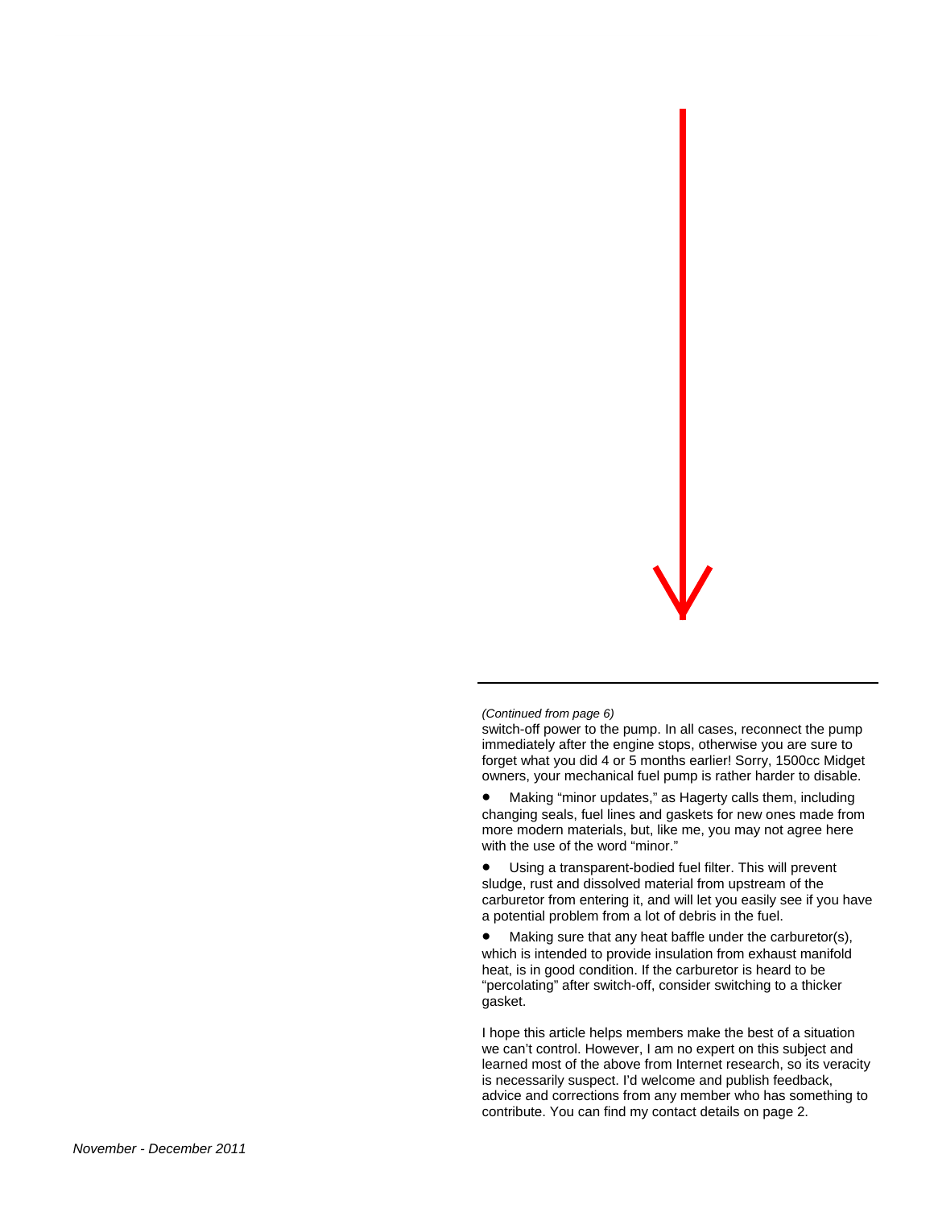*(Continued from page 6)*
switch-off power to the pump. In all cases, reconnect the pump immediately after the engine stops, otherwise you are sure to forget what you did 4 or 5 months earlier! Sorry, 1500cc Midget owners, your mechanical fuel pump is rather harder to disable.

- Making “minor updates,” as Hagerty calls them, including changing seals, fuel lines and gaskets for new ones made from more modern materials, but, like me, you may not agree here with the use of the word “minor.”

- Using a transparent-bodied fuel filter. This will prevent sludge, rust and dissolved material from upstream of the carburetor from entering it, and will let you easily see if you have a potential problem from a lot of debris in the fuel.

- Making sure that any heat baffle under the carburetor(s), which is intended to provide insulation from exhaust manifold heat, is in good condition. If the carburetor is heard to be “percolating” after switch-off, consider switching to a thicker gasket.

I hope this article helps members make the best of a situation we can’t control. However, I am no expert on this subject and learned most of the above from Internet research, so its veracity is necessarily suspect. I’d welcome and publish feedback, advice and corrections from any member who has something to contribute. You can find my contact details on page 2.